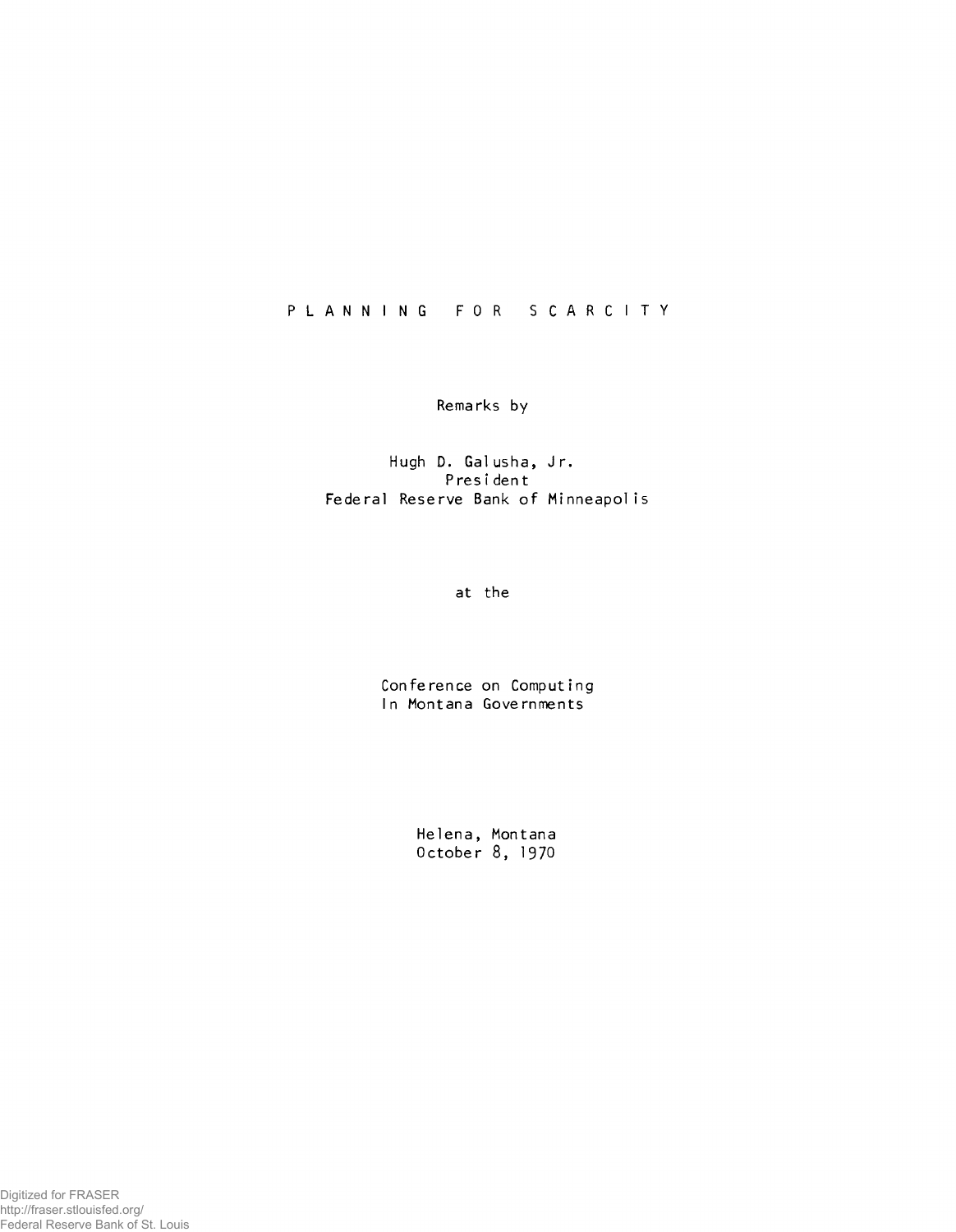# PLANNING FOR SCARCITY

Remarks by

Hugh D. Galusha, Jr.
President
Federal Reserve Bank of Minneapolis

at the

Conference on Computing
In Montana Governments

Helena, Montana
October 8, 1970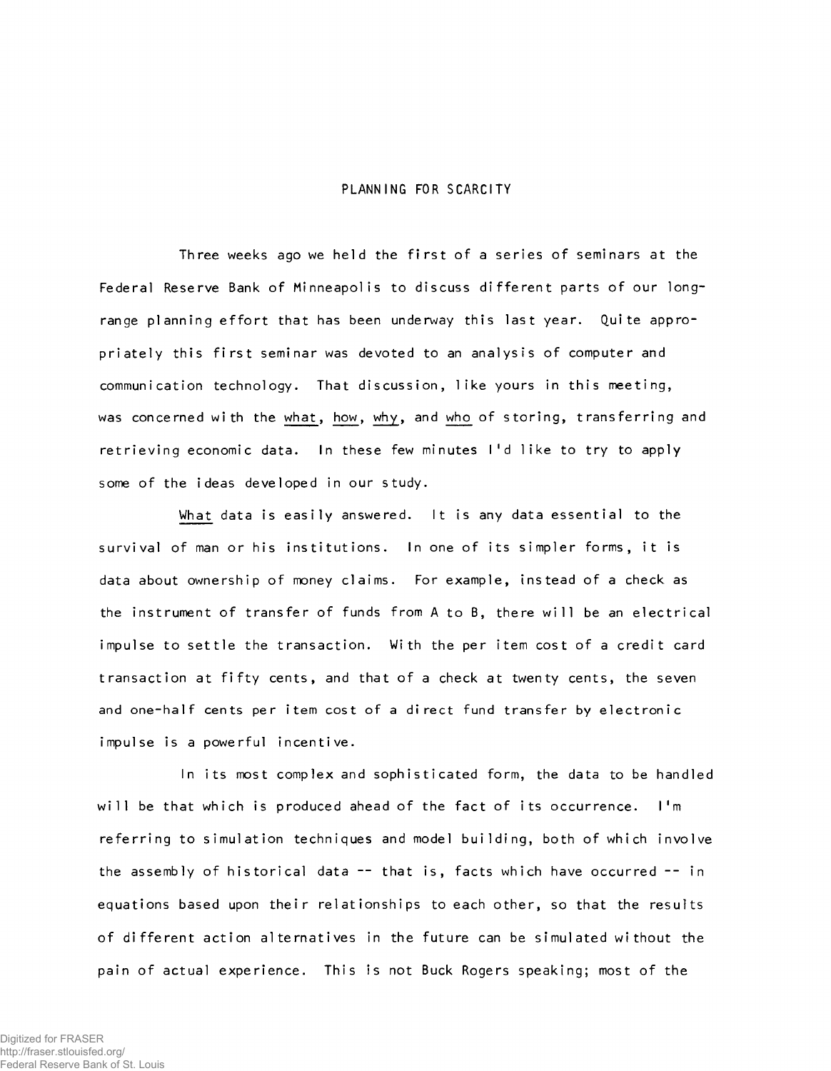# PLANNING FOR SCARCITY

Three weeks ago we held the first of a series of seminars at the Federal Reserve Bank of Minneapolis to discuss different parts of our long-range planning effort that has been underway this last year. Quite appropriately this first seminar was devoted to an analysis of computer and communication technology. That discussion, like yours in this meeting, was concerned with the <u>what</u>, <u>how</u>, <u>why</u>, and <u>who</u> of storing, transferring and retrieving economic data. In these few minutes I'd like to try to apply some of the ideas developed in our study.

<u>What</u> data is easily answered. It is any data essential to the survival of man or his institutions. In one of its simpler forms, it is data about ownership of money claims. For example, instead of a check as the instrument of transfer of funds from A to B, there will be an electrical impulse to settle the transaction. With the per item cost of a credit card transaction at fifty cents, and that of a check at twenty cents, the seven and one-half cents per item cost of a direct fund transfer by electronic impulse is a powerful incentive.

In its most complex and sophisticated form, the data to be handled will be that which is produced ahead of the fact of its occurrence. I'm referring to simulation techniques and model building, both of which involve the assembly of historical data -- that is, facts which have occurred -- in equations based upon their relationships to each other, so that the results of different action alternatives in the future can be simulated without the pain of actual experience. This is not Buck Rogers speaking; most of the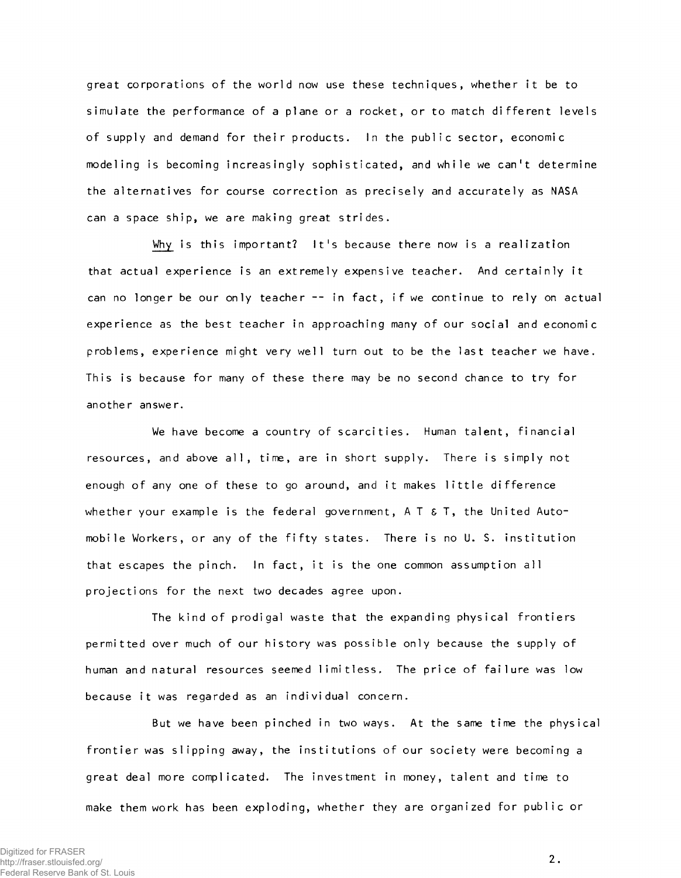great corporations of the world now use these techniques, whether it be to simulate the performance of a plane or a rocket, or to match different levels of supply and demand for their products. In the public sector, economic modeling is becoming increasingly sophisticated, and while we can't determine the alternatives for course correction as precisely and accurately as NASA can a space ship, we are making great strides.

Why is this important? It's because there now is a realization that actual experience is an extremely expensive teacher. And certainly it can no longer be our only teacher -- in fact, if we continue to rely on actual experience as the best teacher in approaching many of our social and economic problems, experience might very well turn out to be the last teacher we have. This is because for many of these there may be no second chance to try for another answer.

We have become a country of scarcities. Human talent, financial resources, and above all, time, are in short supply. There is simply not enough of any one of these to go around, and it makes little difference whether your example is the federal government, A T & T, the United Automobile Workers, or any of the fifty states. There is no U. S. institution that escapes the pinch. In fact, it is the one common assumption all projections for the next two decades agree upon.

The kind of prodigal waste that the expanding physical frontiers permitted over much of our history was possible only because the supply of human and natural resources seemed limitless. The price of failure was low because it was regarded as an individual concern.

But we have been pinched in two ways. At the same time the physical frontier was slipping away, the institutions of our society were becoming a great deal more complicated. The investment in money, talent and time to make them work has been exploding, whether they are organized for public or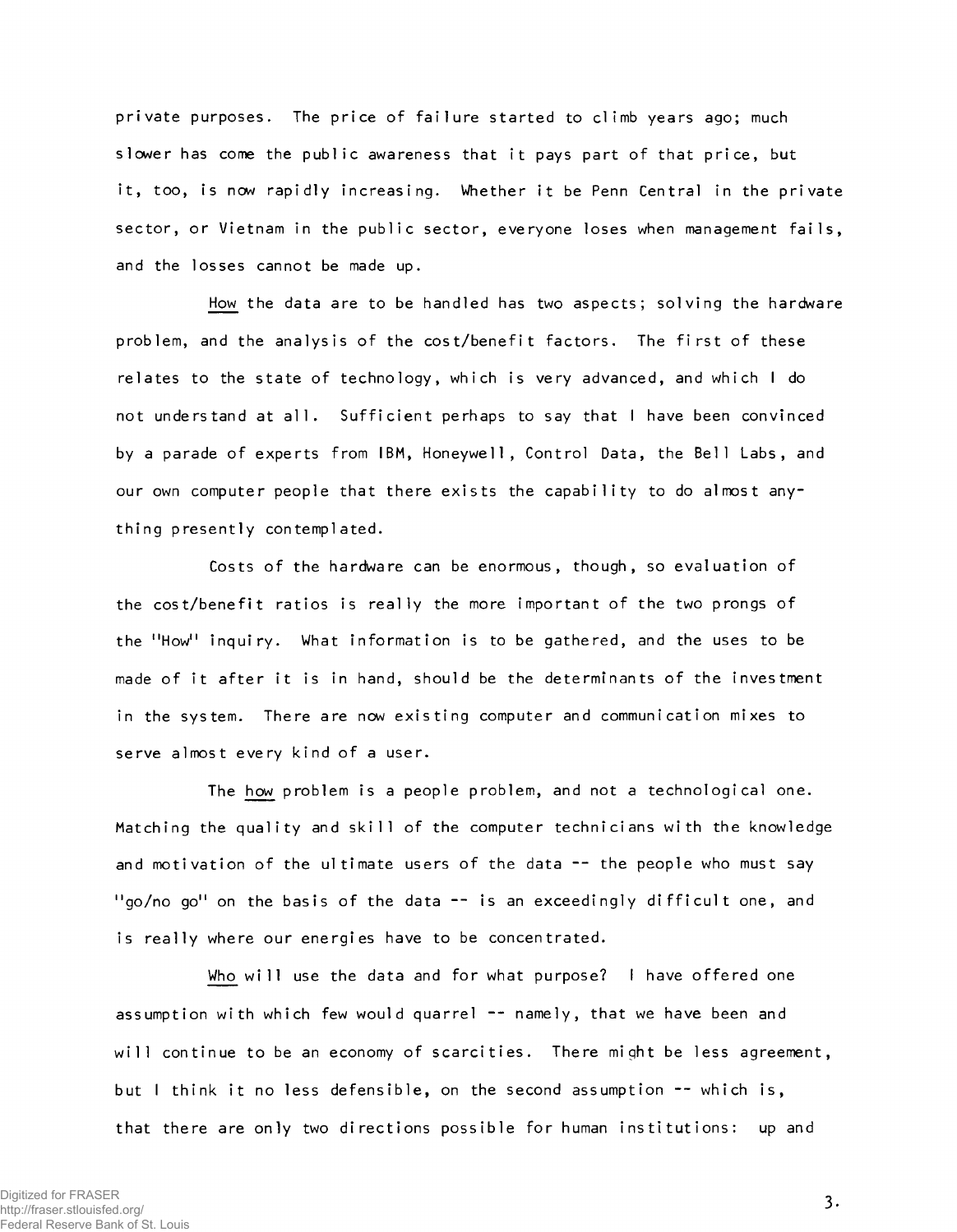private purposes. The price of failure started to climb years ago; much slower has come the public awareness that it pays part of that price, but it, too, is now rapidly increasing. Whether it be Penn Central in the private sector, or Vietnam in the public sector, everyone loses when management fails, and the losses cannot be made up.

<u>How</u> the data are to be handled has two aspects; solving the hardware problem, and the analysis of the cost/benefit factors. The first of these relates to the state of technology, which is very advanced, and which I do not understand at all. Sufficient perhaps to say that I have been convinced by a parade of experts from IBM, Honeywell, Control Data, the Bell Labs, and our own computer people that there exists the capability to do almost anything presently contemplated.

Costs of the hardware can be enormous, though, so evaluation of the cost/benefit ratios is really the more important of the two prongs of the "How" inquiry. What information is to be gathered, and the uses to be made of it after it is in hand, should be the determinants of the investment in the system. There are now existing computer and communication mixes to serve almost every kind of a user.

The <u>how</u> problem is a people problem, and not a technological one. Matching the quality and skill of the computer technicians with the knowledge and motivation of the ultimate users of the data -- the people who must say "go/no go" on the basis of the data -- is an exceedingly difficult one, and is really where our energies have to be concentrated.

<u>Who</u> will use the data and for what purpose? I have offered one assumption with which few would quarrel -- namely, that we have been and will continue to be an economy of scarcities. There might be less agreement, but I think it no less defensible, on the second assumption -- which is, that there are only two directions possible for human institutions: up and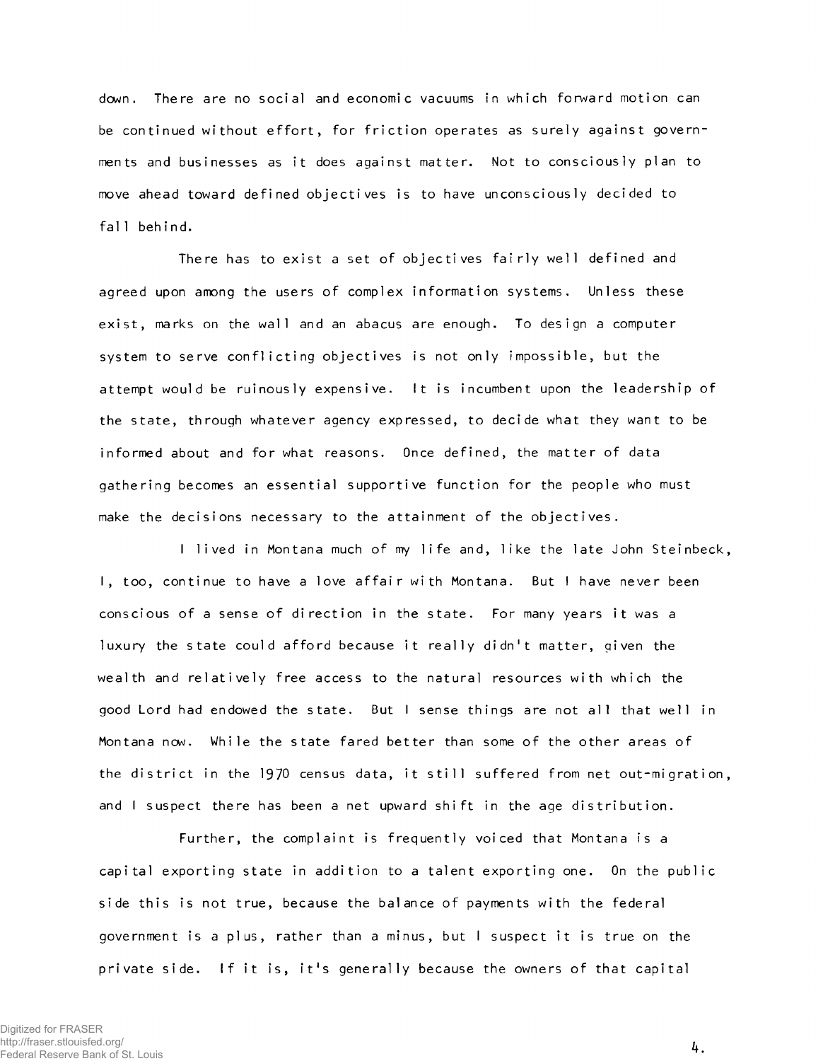down. There are no social and economic vacuums in which forward motion can be continued without effort, for friction operates as surely against governments and businesses as it does against matter. Not to consciously plan to move ahead toward defined objectives is to have unconsciously decided to fall behind.

There has to exist a set of objectives fairly well defined and agreed upon among the users of complex information systems. Unless these exist, marks on the wall and an abacus are enough. To design a computer system to serve conflicting objectives is not only impossible, but the attempt would be ruinously expensive. It is incumbent upon the leadership of the state, through whatever agency expressed, to decide what they want to be informed about and for what reasons. Once defined, the matter of data gathering becomes an essential supportive function for the people who must make the decisions necessary to the attainment of the objectives.

I lived in Montana much of my life and, like the late John Steinbeck, I, too, continue to have a love affair with Montana. But I have never been conscious of a sense of direction in the state. For many years it was a luxury the state could afford because it really didn't matter, given the wealth and relatively free access to the natural resources with which the good Lord had endowed the state. But I sense things are not all that well in Montana now. While the state fared better than some of the other areas of the district in the 1970 census data, it still suffered from net out-migration, and I suspect there has been a net upward shift in the age distribution.

Further, the complaint is frequently voiced that Montana is a capital exporting state in addition to a talent exporting one. On the public side this is not true, because the balance of payments with the federal government is a plus, rather than a minus, but I suspect it is true on the private side. If it is, it's generally because the owners of that capital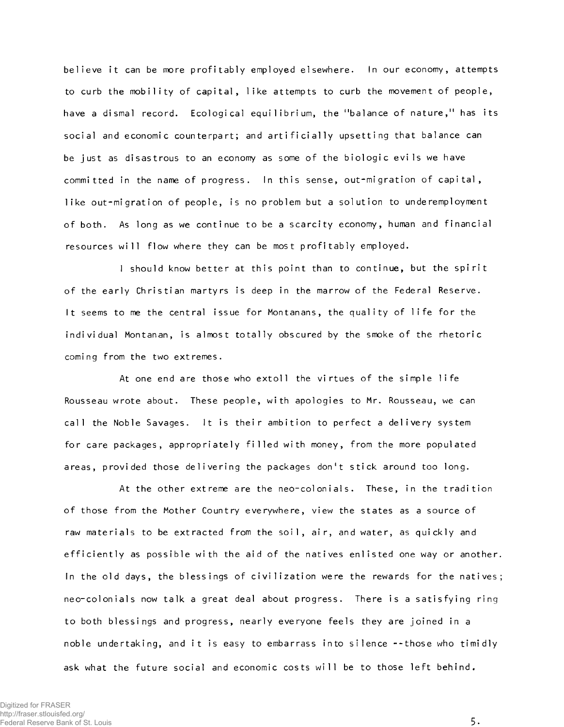believe it can be more profitably employed elsewhere. In our economy, attempts to curb the mobility of capital, like attempts to curb the movement of people, have a dismal record. Ecological equilibrium, the "balance of nature," has its social and economic counterpart; and artificially upsetting that balance can be just as disastrous to an economy as some of the biologic evils we have committed in the name of progress. In this sense, out-migration of capital, like out-migration of people, is no problem but a solution to underemployment of both. As long as we continue to be a scarcity economy, human and financial resources will flow where they can be most profitably employed.

I should know better at this point than to continue, but the spirit of the early Christian martyrs is deep in the marrow of the Federal Reserve. It seems to me the central issue for Montanans, the quality of life for the individual Montanan, is almost totally obscured by the smoke of the rhetoric coming from the two extremes.

At one end are those who extoll the virtues of the simple life Rousseau wrote about. These people, with apologies to Mr. Rousseau, we can call the Noble Savages. It is their ambition to perfect a delivery system for care packages, appropriately filled with money, from the more populated areas, provided those delivering the packages don't stick around too long.

At the other extreme are the neo-colonials. These, in the tradition of those from the Mother Country everywhere, view the states as a source of raw materials to be extracted from the soil, air, and water, as quickly and efficiently as possible with the aid of the natives enlisted one way or another. In the old days, the blessings of civilization were the rewards for the natives; neo-colonials now talk a great deal about progress. There is a satisfying ring to both blessings and progress, nearly everyone feels they are joined in a noble undertaking, and it is easy to embarrass into silence --those who timidly ask what the future social and economic costs will be to those left behind.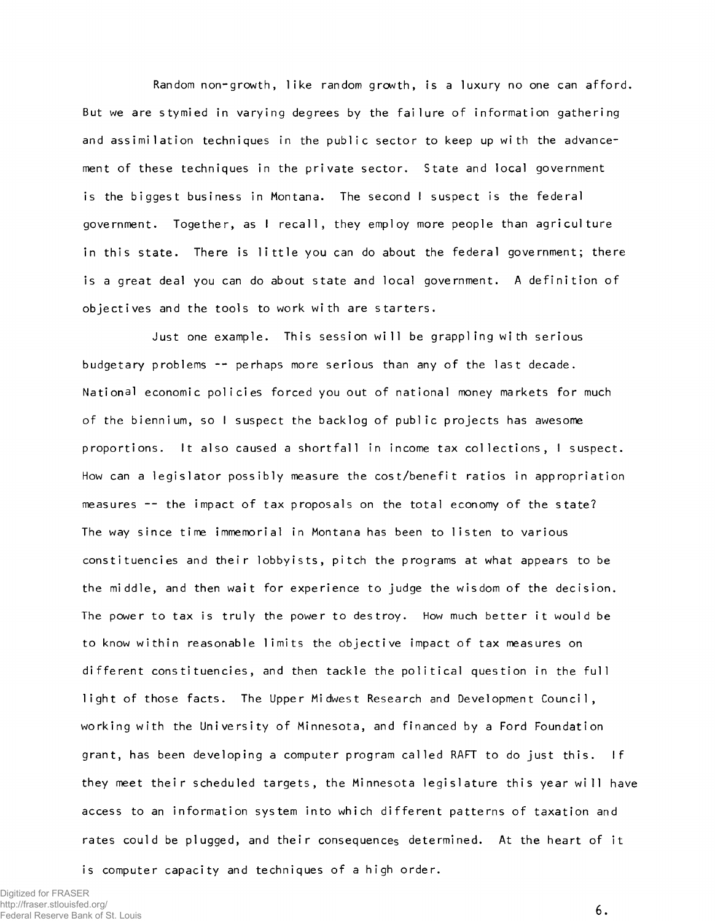Random non-growth, like random growth, is a luxury no one can afford. But we are stymied in varying degrees by the failure of information gathering and assimilation techniques in the public sector to keep up with the advancement of these techniques in the private sector. State and local government is the biggest business in Montana. The second I suspect is the federal government. Together, as I recall, they employ more people than agriculture in this state. There is little you can do about the federal government; there is a great deal you can do about state and local government. A definition of objectives and the tools to work with are starters.

Just one example. This session will be grappling with serious budgetary problems -- perhaps more serious than any of the last decade. National economic policies forced you out of national money markets for much of the biennium, so I suspect the backlog of public projects has awesome proportions. It also caused a shortfall in income tax collections, I suspect. How can a legislator possibly measure the cost/benefit ratios in appropriation measures -- the impact of tax proposals on the total economy of the state? The way since time immemorial in Montana has been to listen to various constituencies and their lobbyists, pitch the programs at what appears to be the middle, and then wait for experience to judge the wisdom of the decision. The power to tax is truly the power to destroy. How much better it would be to know within reasonable limits the objective impact of tax measures on different constituencies, and then tackle the political question in the full light of those facts. The Upper Midwest Research and Development Council, working with the University of Minnesota, and financed by a Ford Foundation grant, has been developing a computer program called RAFT to do just this. If they meet their scheduled targets, the Minnesota legislature this year will have access to an information system into which different patterns of taxation and rates could be plugged, and their consequences determined. At the heart of it is computer capacity and techniques of a high order.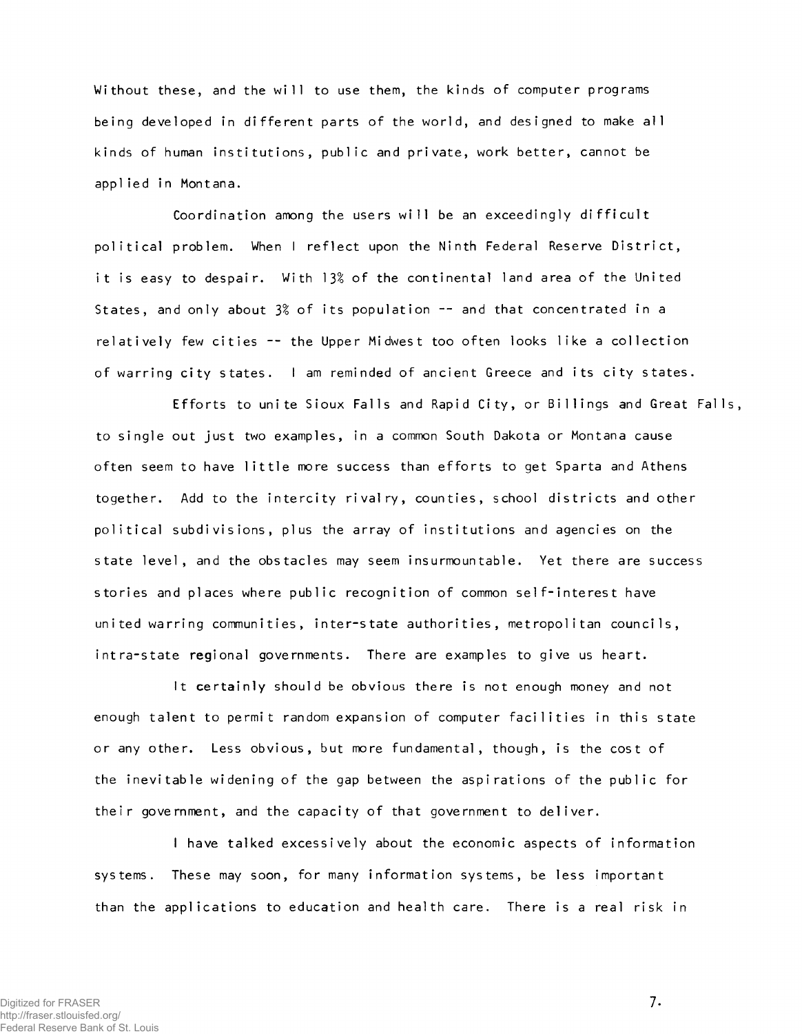Without these, and the will to use them, the kinds of computer programs being developed in different parts of the world, and designed to make all kinds of human institutions, public and private, work better, cannot be applied in Montana.

Coordination among the users will be an exceedingly difficult political problem. When I reflect upon the Ninth Federal Reserve District, it is easy to despair. With 13% of the continental land area of the United States, and only about 3% of its population -- and that concentrated in a relatively few cities -- the Upper Midwest too often looks like a collection of warring city states. I am reminded of ancient Greece and its city states.

Efforts to unite Sioux Falls and Rapid City, or Billings and Great Falls, to single out just two examples, in a common South Dakota or Montana cause often seem to have little more success than efforts to get Sparta and Athens together. Add to the intercity rivalry, counties, school districts and other political subdivisions, plus the array of institutions and agencies on the state level, and the obstacles may seem insurmountable. Yet there are success stories and places where public recognition of common self-interest have united warring communities, inter-state authorities, metropolitan councils, intra-state regional governments. There are examples to give us heart.

It certainly should be obvious there is not enough money and not enough talent to permit random expansion of computer facilities in this state or any other. Less obvious, but more fundamental, though, is the cost of the inevitable widening of the gap between the aspirations of the public for their government, and the capacity of that government to deliver.

I have talked excessively about the economic aspects of information systems. These may soon, for many information systems, be less important than the applications to education and health care. There is a real risk in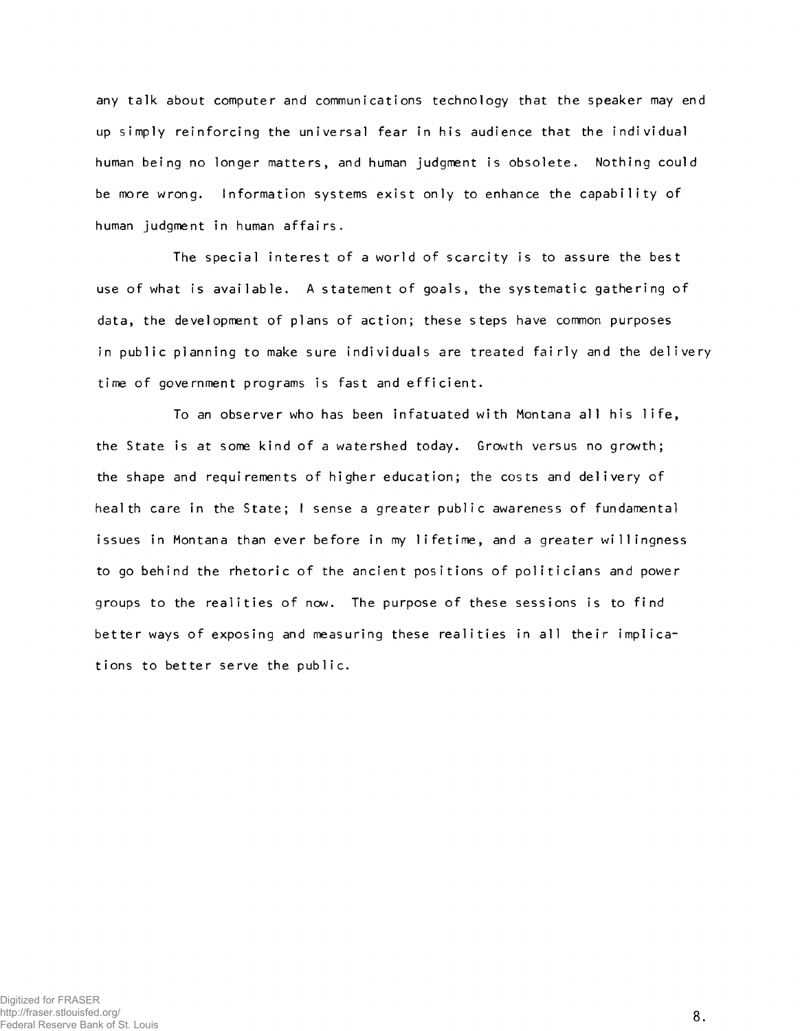any talk about computer and communications technology that the speaker may end up simply reinforcing the universal fear in his audience that the individual human being no longer matters, and human judgment is obsolete. Nothing could be more wrong. Information systems exist only to enhance the capability of human judgment in human affairs.

The special interest of a world of scarcity is to assure the best use of what is available. A statement of goals, the systematic gathering of data, the development of plans of action; these steps have common purposes in public planning to make sure individuals are treated fairly and the delivery time of government programs is fast and efficient.

To an observer who has been infatuated with Montana all his life, the State is at some kind of a watershed today. Growth versus no growth; the shape and requirements of higher education; the costs and delivery of health care in the State; I sense a greater public awareness of fundamental issues in Montana than ever before in my lifetime, and a greater willingness to go behind the rhetoric of the ancient positions of politicians and power groups to the realities of now. The purpose of these sessions is to find better ways of exposing and measuring these realities in all their implications to better serve the public.